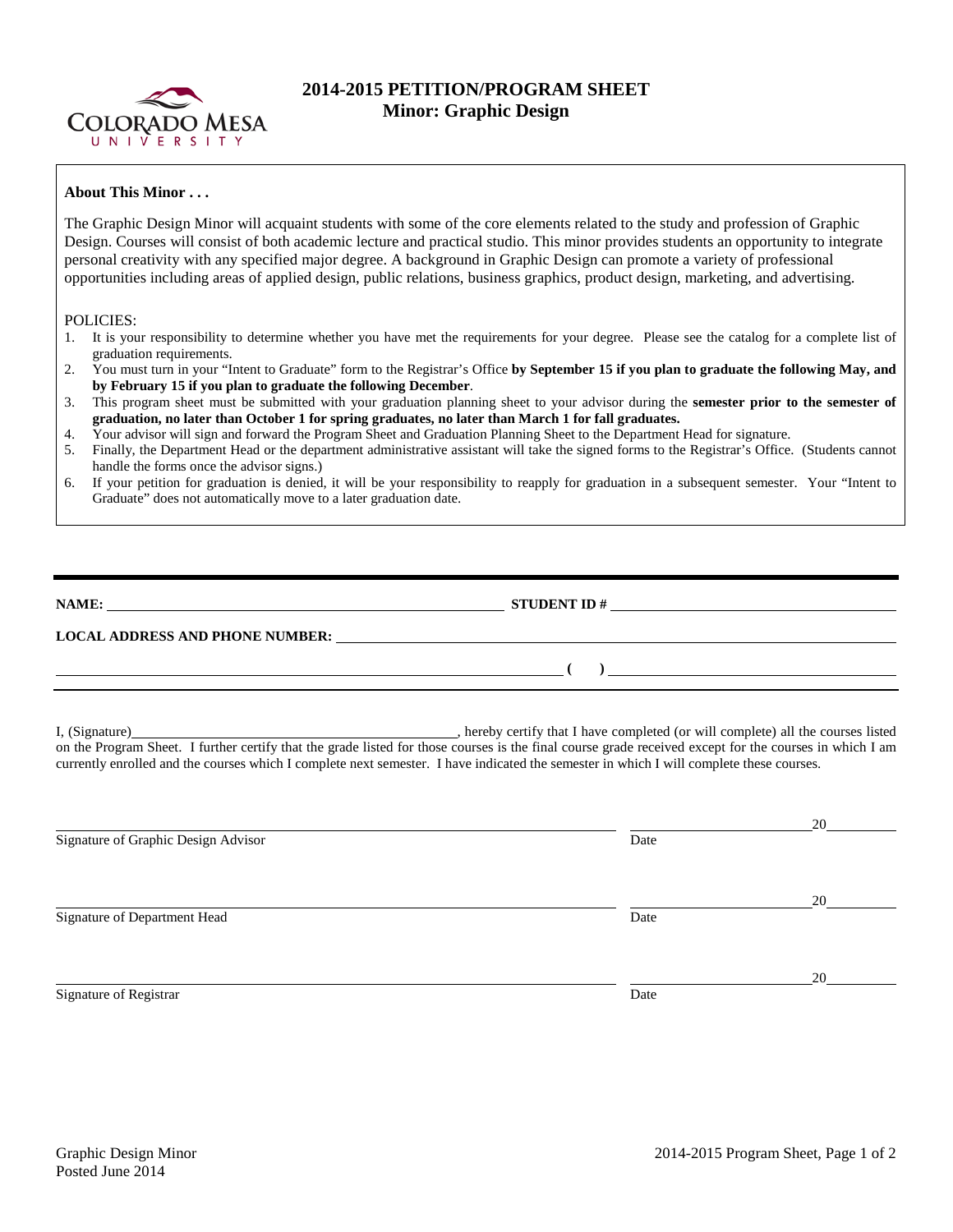# 2014-2015 PETITION/PROGRAM SHEET
## Minor: Graphic Design

**About This Minor . . .**

The Graphic Design Minor will acquaint students with some of the core elements related to the study and profession of Graphic Design. Courses will consist of both academic lecture and practical studio. This minor provides students an opportunity to integrate personal creativity with any specified major degree. A background in Graphic Design can promote a variety of professional opportunities including areas of applied design, public relations, business graphics, product design, marketing, and advertising.

POLICIES:

1. It is your responsibility to determine whether you have met the requirements for your degree. Please see the catalog for a complete list of graduation requirements.
2. You must turn in your "Intent to Graduate" form to the Registrar's Office **by September 15 if you plan to graduate the following May, and by February 15 if you plan to graduate the following December**.
3. This program sheet must be submitted with your graduation planning sheet to your advisor during the **semester prior to the semester of graduation, no later than October 1 for spring graduates, no later than March 1 for fall graduates.**
4. Your advisor will sign and forward the Program Sheet and Graduation Planning Sheet to the Department Head for signature.
5. Finally, the Department Head or the department administrative assistant will take the signed forms to the Registrar's Office. (Students cannot handle the forms once the advisor signs.)
6. If your petition for graduation is denied, it will be your responsibility to reapply for graduation in a subsequent semester. Your "Intent to Graduate" does not automatically move to a later graduation date.

---

**NAME:** ______________________________ **STUDENT ID #** ______________________________

**LOCAL ADDRESS AND PHONE NUMBER:** ______________________________

______________________________ **( )** ______________________________

---

I, (Signature)______________________________, hereby certify that I have completed (or will complete) all the courses listed on the Program Sheet. I further certify that the grade listed for those courses is the final course grade received except for the courses in which I am currently enrolled and the courses which I complete next semester. I have indicated the semester in which I will complete these courses.

______________________________ ____________________20________
Signature of Graphic Design Advisor Date

______________________________ ____________________20________
Signature of Department Head Date

______________________________ ____________________20________
Signature of Registrar Date

Graphic Design Minor
Posted June 2014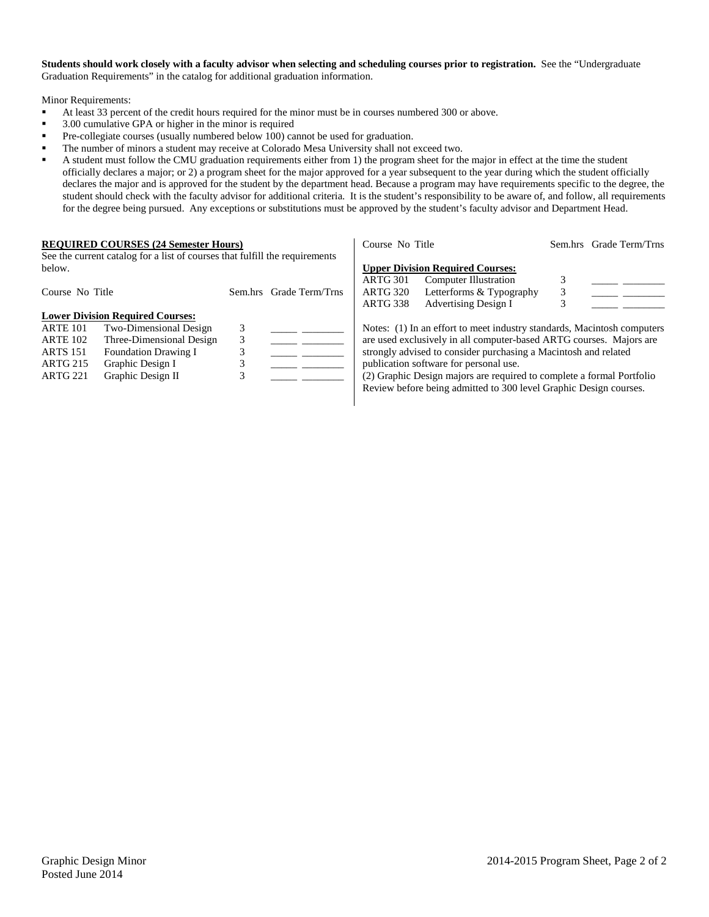**Students should work closely with a faculty advisor when selecting and scheduling courses prior to registration.** See the "Undergraduate Graduation Requirements" in the catalog for additional graduation information.

Minor Requirements:

- At least 33 percent of the credit hours required for the minor must be in courses numbered 300 or above.
- 3.00 cumulative GPA or higher in the minor is required
- Pre-collegiate courses (usually numbered below 100) cannot be used for graduation.
- The number of minors a student may receive at Colorado Mesa University shall not exceed two.
- A student must follow the CMU graduation requirements either from 1) the program sheet for the major in effect at the time the student officially declares a major; or 2) a program sheet for the major approved for a year subsequent to the year during which the student officially declares the major and is approved for the student by the department head. Because a program may have requirements specific to the degree, the student should check with the faculty advisor for additional criteria. It is the student's responsibility to be aware of, and follow, all requirements for the degree being pursued. Any exceptions or substitutions must be approved by the student's faculty advisor and Department Head.

**REQUIRED COURSES (24 Semester Hours)**

See the current catalog for a list of courses that fulfill the requirements below.

**Lower Division Required Courses:**

| Course No | Title | Sem.hrs | Grade | Term/Trns |
|---|---|---|---|---|
| ARTE 101 | Two-Dimensional Design | 3 | _____ | ________ |
| ARTE 102 | Three-Dimensional Design | 3 | _____ | ________ |
| ARTS 151 | Foundation Drawing I | 3 | _____ | ________ |
| ARTG 215 | Graphic Design I | 3 | _____ | ________ |
| ARTG 221 | Graphic Design II | 3 | _____ | ________ |

**Upper Division Required Courses:**

| Course No | Title | Sem.hrs | Grade | Term/Trns |
|---|---|---|---|---|
| ARTG 301 | Computer Illustration | 3 | _____ | ________ |
| ARTG 320 | Letterforms & Typography | 3 | _____ | ________ |
| ARTG 338 | Advertising Design I | 3 | _____ | ________ |

Notes: (1) In an effort to meet industry standards, Macintosh computers are used exclusively in all computer-based ARTG courses. Majors are strongly advised to consider purchasing a Macintosh and related publication software for personal use.

(2) Graphic Design majors are required to complete a formal Portfolio Review before being admitted to 300 level Graphic Design courses.

Graphic Design Minor
Posted June 2014